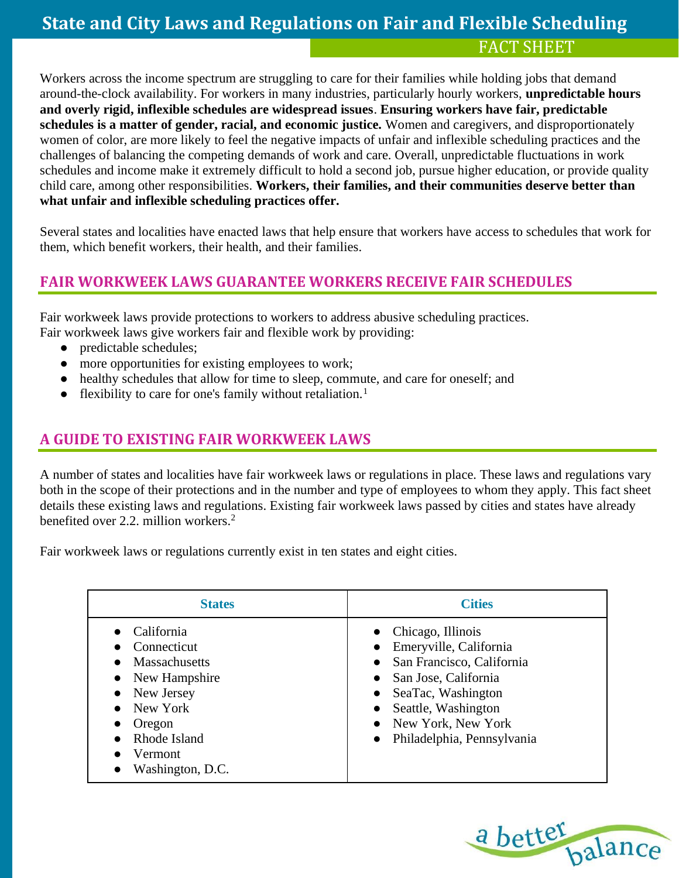# State and City Laws and Regulations on Fair and Flexible Scheduling

## FACT SHEET

Workers across the income spectrum are struggling to care for their families while holding jobs that demand around-the-clock availability. For workers in many industries, particularly hourly workers, **unpredictable hours and overly rigid, inflexible schedules are widespread issues**. **Ensuring workers have fair, predictable schedules is a matter of gender, racial, and economic justice.** Women and caregivers, and disproportionately women of color, are more likely to feel the negative impacts of unfair and inflexible scheduling practices and the challenges of balancing the competing demands of work and care. Overall, unpredictable fluctuations in work schedules and income make it extremely difficult to hold a second job, pursue higher education, or provide quality child care, among other responsibilities. **Workers, their families, and their communities deserve better than what unfair and inflexible scheduling practices offer.**

Several states and localities have enacted laws that help ensure that workers have access to schedules that work for them, which benefit workers, their health, and their families.

## FAIR WORKWEEK LAWS GUARANTEE WORKERS RECEIVE FAIR SCHEDULES

Fair workweek laws provide protections to workers to address abusive scheduling practices.
Fair workweek laws give workers fair and flexible work by providing:

- predictable schedules;
- more opportunities for existing employees to work;
- healthy schedules that allow for time to sleep, commute, and care for oneself; and
- flexibility to care for one's family without retaliation.[1]

## A GUIDE TO EXISTING FAIR WORKWEEK LAWS

A number of states and localities have fair workweek laws or regulations in place. These laws and regulations vary both in the scope of their protections and in the number and type of employees to whom they apply. This fact sheet details these existing laws and regulations. Existing fair workweek laws passed by cities and states have already benefited over 2.2. million workers.[2]

Fair workweek laws or regulations currently exist in ten states and eight cities.

| States | Cities |
| --- | --- |
| • California<br>• Connecticut<br>• Massachusetts<br>• New Hampshire<br>• New Jersey<br>• New York<br>• Oregon<br>• Rhode Island<br>• Vermont<br>• Washington, D.C. | • Chicago, Illinois<br>• Emeryville, California<br>• San Francisco, California<br>• San Jose, California<br>• SeaTac, Washington<br>• Seattle, Washington<br>• New York, New York<br>• Philadelphia, Pennsylvania |

a better balance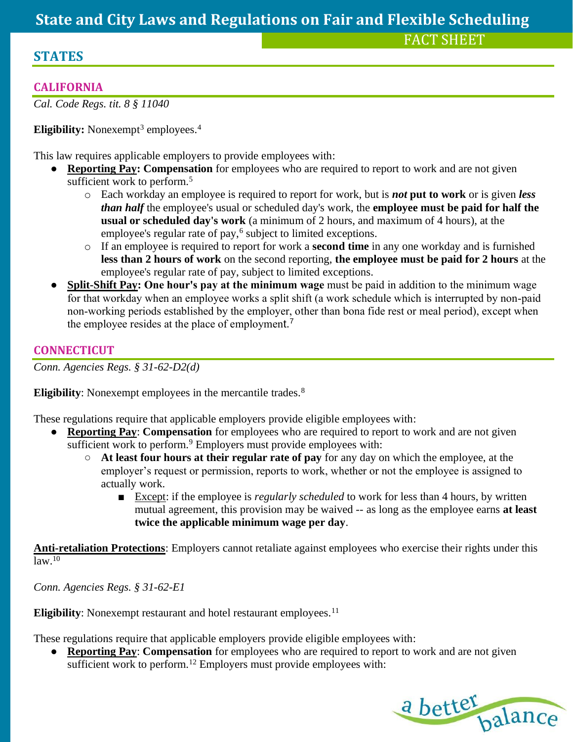## STATES

### CALIFORNIA

*Cal. Code Regs. tit. 8 § 11040*

**Eligibility:** Nonexempt[3] employees.[4]

This law requires applicable employers to provide employees with:

- **Reporting Pay: Compensation** for employees who are required to report to work and are not given sufficient work to perform.[5]
    - Each workday an employee is required to report for work, but is ***not* put to work** or is given ***less than half*** the employee's usual or scheduled day's work, the **employee must be paid for half the usual or scheduled day's work** (a minimum of 2 hours, and maximum of 4 hours), at the employee's regular rate of pay,[6] subject to limited exceptions.
    - If an employee is required to report for work a **second time** in any one workday and is furnished **less than 2 hours of work** on the second reporting, **the employee must be paid for 2 hours** at the employee's regular rate of pay, subject to limited exceptions.
- **Split-Shift Pay: One hour's pay at the minimum wage** must be paid in addition to the minimum wage for that workday when an employee works a split shift (a work schedule which is interrupted by non-paid non-working periods established by the employer, other than bona fide rest or meal period), except when the employee resides at the place of employment.[7]

### CONNECTICUT

*Conn. Agencies Regs. § 31-62-D2(d)*

**Eligibility**: Nonexempt employees in the mercantile trades.[8]

These regulations require that applicable employers provide eligible employees with:

- **Reporting Pay**: **Compensation** for employees who are required to report to work and are not given sufficient work to perform.[9] Employers must provide employees with:
    - **At least four hours at their regular rate of pay** for any day on which the employee, at the employer's request or permission, reports to work, whether or not the employee is assigned to actually work.
        - Except: if the employee is *regularly scheduled* to work for less than 4 hours, by written mutual agreement, this provision may be waived -- as long as the employee earns **at least twice the applicable minimum wage per day**.

**Anti-retaliation Protections**: Employers cannot retaliate against employees who exercise their rights under this law.[10]

*Conn. Agencies Regs. § 31-62-E1*

**Eligibility**: Nonexempt restaurant and hotel restaurant employees.[11]

These regulations require that applicable employers provide eligible employees with:

- **Reporting Pay**: **Compensation** for employees who are required to report to work and are not given sufficient work to perform.[12] Employers must provide employees with: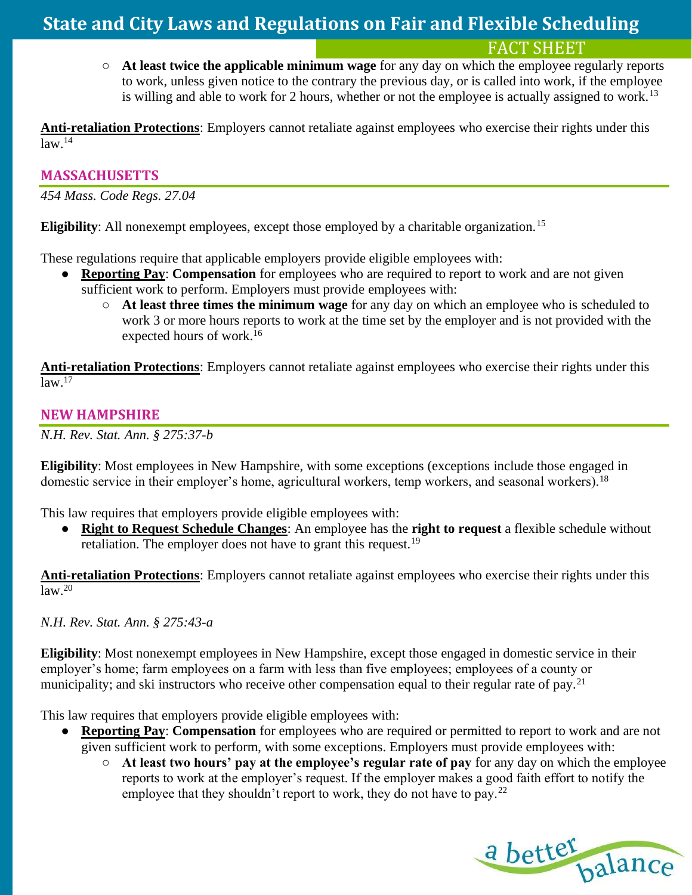- **At least twice the applicable minimum wage** for any day on which the employee regularly reports to work, unless given notice to the contrary the previous day, or is called into work, if the employee is willing and able to work for 2 hours, whether or not the employee is actually assigned to work.[13]

**Anti-retaliation Protections**: Employers cannot retaliate against employees who exercise their rights under this law.[14]

## MASSACHUSETTS

*454 Mass. Code Regs. 27.04*

**Eligibility**: All nonexempt employees, except those employed by a charitable organization.[15]

These regulations require that applicable employers provide eligible employees with:

- **Reporting Pay**: **Compensation** for employees who are required to report to work and are not given sufficient work to perform. Employers must provide employees with:
  - **At least three times the minimum wage** for any day on which an employee who is scheduled to work 3 or more hours reports to work at the time set by the employer and is not provided with the expected hours of work.[16]

**Anti-retaliation Protections**: Employers cannot retaliate against employees who exercise their rights under this law.[17]

## NEW HAMPSHIRE

*N.H. Rev. Stat. Ann. § 275:37-b*

**Eligibility**: Most employees in New Hampshire, with some exceptions (exceptions include those engaged in domestic service in their employer's home, agricultural workers, temp workers, and seasonal workers).[18]

This law requires that employers provide eligible employees with:

- **Right to Request Schedule Changes**: An employee has the **right to request** a flexible schedule without retaliation. The employer does not have to grant this request.[19]

**Anti-retaliation Protections**: Employers cannot retaliate against employees who exercise their rights under this law.[20]

*N.H. Rev. Stat. Ann. § 275:43-a*

**Eligibility**: Most nonexempt employees in New Hampshire, except those engaged in domestic service in their employer's home; farm employees on a farm with less than five employees; employees of a county or municipality; and ski instructors who receive other compensation equal to their regular rate of pay.[21]

This law requires that employers provide eligible employees with:

- **Reporting Pay**: **Compensation** for employees who are required or permitted to report to work and are not given sufficient work to perform, with some exceptions. Employers must provide employees with:
  - **At least two hours' pay at the employee's regular rate of pay** for any day on which the employee reports to work at the employer's request. If the employer makes a good faith effort to notify the employee that they shouldn't report to work, they do not have to pay.[22]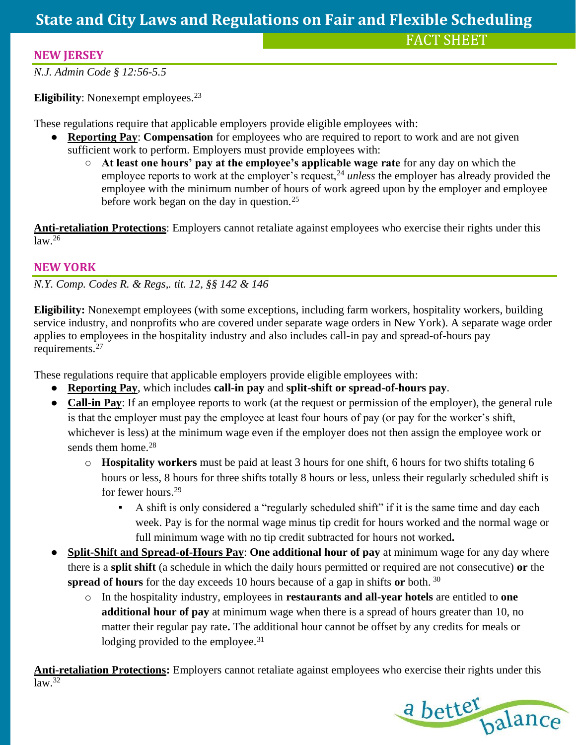## NEW JERSEY

*N.J. Admin Code § 12:56-5.5*

**Eligibility**: Nonexempt employees.[23]

These regulations require that applicable employers provide eligible employees with:

- **Reporting Pay**: **Compensation** for employees who are required to report to work and are not given sufficient work to perform. Employers must provide employees with:
  - **At least one hours' pay at the employee's applicable wage rate** for any day on which the employee reports to work at the employer's request,[24] *unless* the employer has already provided the employee with the minimum number of hours of work agreed upon by the employer and employee before work began on the day in question.[25]

**Anti-retaliation Protections**: Employers cannot retaliate against employees who exercise their rights under this law.[26]

## NEW YORK

*N.Y. Comp. Codes R. & Regs,. tit. 12, §§ 142 & 146*

**Eligibility:** Nonexempt employees (with some exceptions, including farm workers, hospitality workers, building service industry, and nonprofits who are covered under separate wage orders in New York). A separate wage order applies to employees in the hospitality industry and also includes call-in pay and spread-of-hours pay requirements.[27]

These regulations require that applicable employers provide eligible employees with:

- **Reporting Pay**, which includes **call-in pay** and **split-shift or spread-of-hours pay**.
- **Call-in Pay**: If an employee reports to work (at the request or permission of the employer), the general rule is that the employer must pay the employee at least four hours of pay (or pay for the worker's shift, whichever is less) at the minimum wage even if the employer does not then assign the employee work or sends them home.[28]
  - **Hospitality workers** must be paid at least 3 hours for one shift, 6 hours for two shifts totaling 6 hours or less, 8 hours for three shifts totally 8 hours or less, unless their regularly scheduled shift is for fewer hours.[29]
    - A shift is only considered a "regularly scheduled shift" if it is the same time and day each week. Pay is for the normal wage minus tip credit for hours worked and the normal wage or full minimum wage with no tip credit subtracted for hours not worked**.**
- **Split-Shift and Spread-of-Hours Pay**: **One additional hour of pay** at minimum wage for any day where there is a **split shift** (a schedule in which the daily hours permitted or required are not consecutive) **or** the **spread of hours** for the day exceeds 10 hours because of a gap in shifts **or** both.[30]
  - In the hospitality industry, employees in **restaurants and all-year hotels** are entitled to **one additional hour of pay** at minimum wage when there is a spread of hours greater than 10, no matter their regular pay rate**.** The additional hour cannot be offset by any credits for meals or lodging provided to the employee.[31]

**Anti-retaliation Protections:** Employers cannot retaliate against employees who exercise their rights under this law.[32]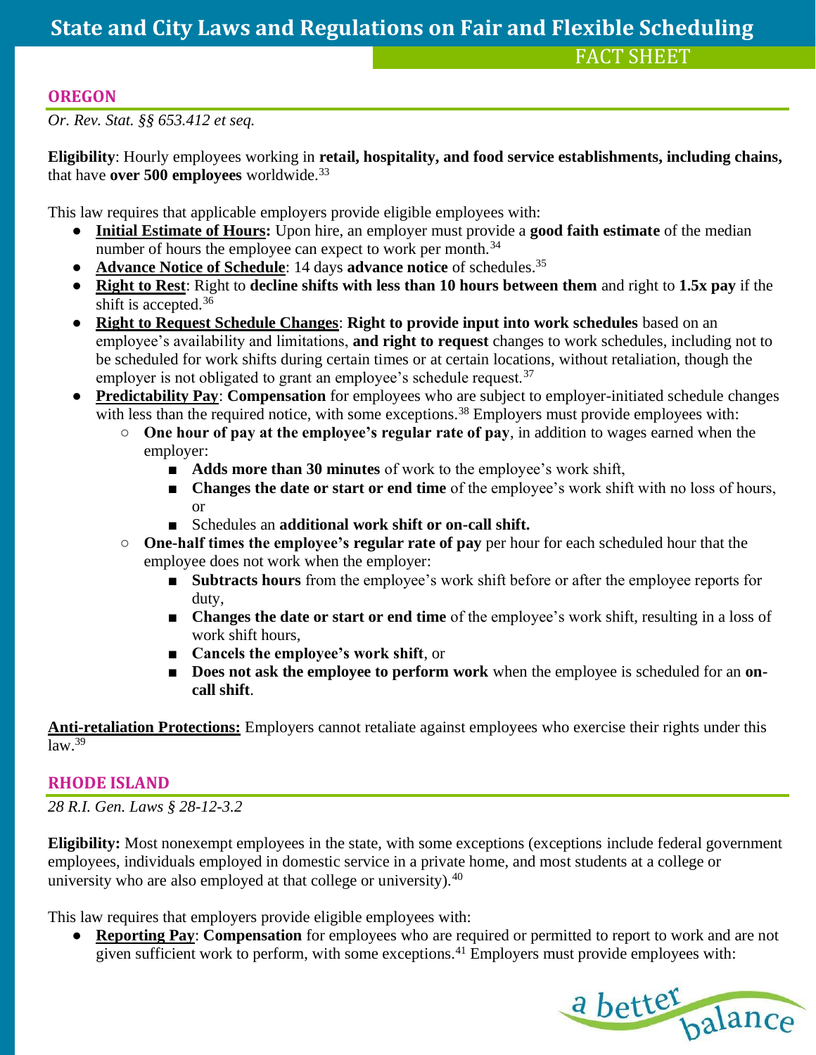## OREGON

*Or. Rev. Stat. §§ 653.412 et seq.*

**Eligibility**: Hourly employees working in **retail, hospitality, and food service establishments, including chains,** that have **over 500 employees** worldwide.[33]

This law requires that applicable employers provide eligible employees with:

- **Initial Estimate of Hours:** Upon hire, an employer must provide a **good faith estimate** of the median number of hours the employee can expect to work per month.[34]
- **Advance Notice of Schedule**: 14 days **advance notice** of schedules.[35]
- **Right to Rest**: Right to **decline shifts with less than 10 hours between them** and right to **1.5x pay** if the shift is accepted.[36]
- **Right to Request Schedule Changes**: **Right to provide input into work schedules** based on an employee's availability and limitations, **and right to request** changes to work schedules, including not to be scheduled for work shifts during certain times or at certain locations, without retaliation, though the employer is not obligated to grant an employee's schedule request.[37]
- **Predictability Pay**: **Compensation** for employees who are subject to employer-initiated schedule changes with less than the required notice, with some exceptions.[38] Employers must provide employees with:
  - **One hour of pay at the employee's regular rate of pay**, in addition to wages earned when the employer:
    - **Adds more than 30 minutes** of work to the employee's work shift,
    - **Changes the date or start or end time** of the employee's work shift with no loss of hours, or
    - Schedules an **additional work shift or on-call shift.**
  - **One-half times the employee's regular rate of pay** per hour for each scheduled hour that the employee does not work when the employer:
    - **Subtracts hours** from the employee's work shift before or after the employee reports for duty,
    - **Changes the date or start or end time** of the employee's work shift, resulting in a loss of work shift hours,
    - **Cancels the employee's work shift**, or
    - **Does not ask the employee to perform work** when the employee is scheduled for an **on-call shift**.

**Anti-retaliation Protections:** Employers cannot retaliate against employees who exercise their rights under this law.[39]

## RHODE ISLAND

*28 R.I. Gen. Laws § 28-12-3.2*

**Eligibility:** Most nonexempt employees in the state, with some exceptions (exceptions include federal government employees, individuals employed in domestic service in a private home, and most students at a college or university who are also employed at that college or university).[40]

This law requires that employers provide eligible employees with:

- **Reporting Pay**: **Compensation** for employees who are required or permitted to report to work and are not given sufficient work to perform, with some exceptions.[41] Employers must provide employees with: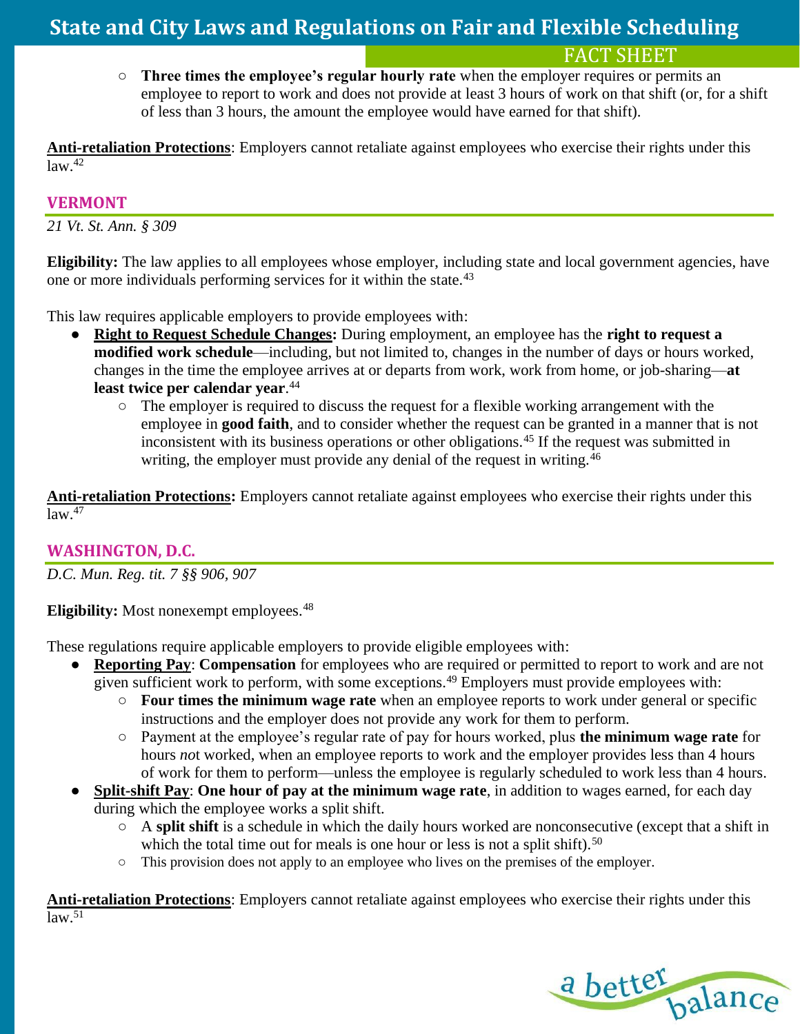- Three times the employee's regular hourly rate when the employer requires or permits an employee to report to work and does not provide at least 3 hours of work on that shift (or, for a shift of less than 3 hours, the amount the employee would have earned for that shift).

**Anti-retaliation Protections**: Employers cannot retaliate against employees who exercise their rights under this law.[42]

## VERMONT

*21 Vt. St. Ann. § 309*

**Eligibility:** The law applies to all employees whose employer, including state and local government agencies, have one or more individuals performing services for it within the state.[43]

This law requires applicable employers to provide employees with:

- **Right to Request Schedule Changes:** During employment, an employee has the **right to request a modified work schedule**—including, but not limited to, changes in the number of days or hours worked, changes in the time the employee arrives at or departs from work, work from home, or job-sharing—**at least twice per calendar year**.[44]
  - The employer is required to discuss the request for a flexible working arrangement with the employee in **good faith**, and to consider whether the request can be granted in a manner that is not inconsistent with its business operations or other obligations.[45] If the request was submitted in writing, the employer must provide any denial of the request in writing.[46]

**Anti-retaliation Protections:** Employers cannot retaliate against employees who exercise their rights under this law.[47]

## WASHINGTON, D.C.

*D.C. Mun. Reg. tit. 7 §§ 906, 907*

**Eligibility:** Most nonexempt employees.[48]

These regulations require applicable employers to provide eligible employees with:

- **Reporting Pay**: **Compensation** for employees who are required or permitted to report to work and are not given sufficient work to perform, with some exceptions.[49] Employers must provide employees with:
  - **Four times the minimum wage rate** when an employee reports to work under general or specific instructions and the employer does not provide any work for them to perform.
  - Payment at the employee's regular rate of pay for hours worked, plus **the minimum wage rate** for hours *not* worked, when an employee reports to work and the employer provides less than 4 hours of work for them to perform—unless the employee is regularly scheduled to work less than 4 hours.
- **Split-shift Pay**: **One hour of pay at the minimum wage rate**, in addition to wages earned, for each day during which the employee works a split shift.
  - A **split shift** is a schedule in which the daily hours worked are nonconsecutive (except that a shift in which the total time out for meals is one hour or less is not a split shift).[50]
  - This provision does not apply to an employee who lives on the premises of the employer.

**Anti-retaliation Protections**: Employers cannot retaliate against employees who exercise their rights under this law.[51]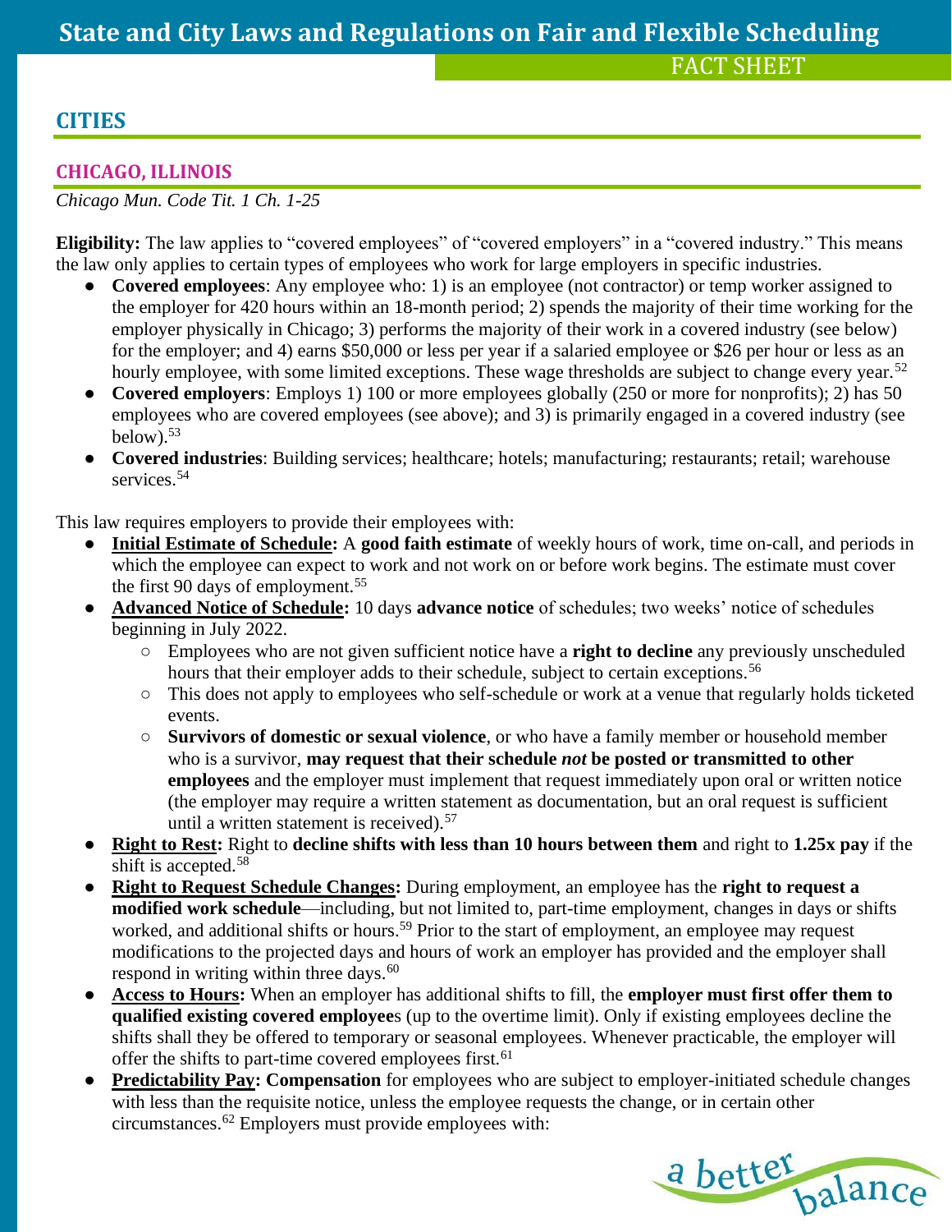## CITIES

### CHICAGO, ILLINOIS

*Chicago Mun. Code Tit. 1 Ch. 1-25*

**Eligibility:** The law applies to "covered employees" of "covered employers" in a "covered industry." This means the law only applies to certain types of employees who work for large employers in specific industries.

- **Covered employees**: Any employee who: 1) is an employee (not contractor) or temp worker assigned to the employer for 420 hours within an 18-month period; 2) spends the majority of their time working for the employer physically in Chicago; 3) performs the majority of their work in a covered industry (see below) for the employer; and 4) earns $50,000 or less per year if a salaried employee or $26 per hour or less as an hourly employee, with some limited exceptions. These wage thresholds are subject to change every year.[52]
- **Covered employers**: Employs 1) 100 or more employees globally (250 or more for nonprofits); 2) has 50 employees who are covered employees (see above); and 3) is primarily engaged in a covered industry (see below).[53]
- **Covered industries**: Building services; healthcare; hotels; manufacturing; restaurants; retail; warehouse services.[54]

This law requires employers to provide their employees with:

- **Initial Estimate of Schedule:** A **good faith estimate** of weekly hours of work, time on-call, and periods in which the employee can expect to work and not work on or before work begins. The estimate must cover the first 90 days of employment.[55]
- **Advanced Notice of Schedule:** 10 days **advance notice** of schedules; two weeks' notice of schedules beginning in July 2022.
  - Employees who are not given sufficient notice have a **right to decline** any previously unscheduled hours that their employer adds to their schedule, subject to certain exceptions.[56]
  - This does not apply to employees who self-schedule or work at a venue that regularly holds ticketed events.
  - **Survivors of domestic or sexual violence**, or who have a family member or household member who is a survivor, **may request that their schedule *not* be posted or transmitted to other employees** and the employer must implement that request immediately upon oral or written notice (the employer may require a written statement as documentation, but an oral request is sufficient until a written statement is received).[57]
- **Right to Rest:** Right to **decline shifts with less than 10 hours between them** and right to **1.25x pay** if the shift is accepted.[58]
- **Right to Request Schedule Changes:** During employment, an employee has the **right to request a modified work schedule**—including, but not limited to, part-time employment, changes in days or shifts worked, and additional shifts or hours.[59] Prior to the start of employment, an employee may request modifications to the projected days and hours of work an employer has provided and the employer shall respond in writing within three days.[60]
- **Access to Hours:** When an employer has additional shifts to fill, the **employer must first offer them to qualified existing covered employees** (up to the overtime limit). Only if existing employees decline the shifts shall they be offered to temporary or seasonal employees. Whenever practicable, the employer will offer the shifts to part-time covered employees first.[61]
- **Predictability Pay: Compensation** for employees who are subject to employer-initiated schedule changes with less than the requisite notice, unless the employee requests the change, or in certain other circumstances.[62] Employers must provide employees with: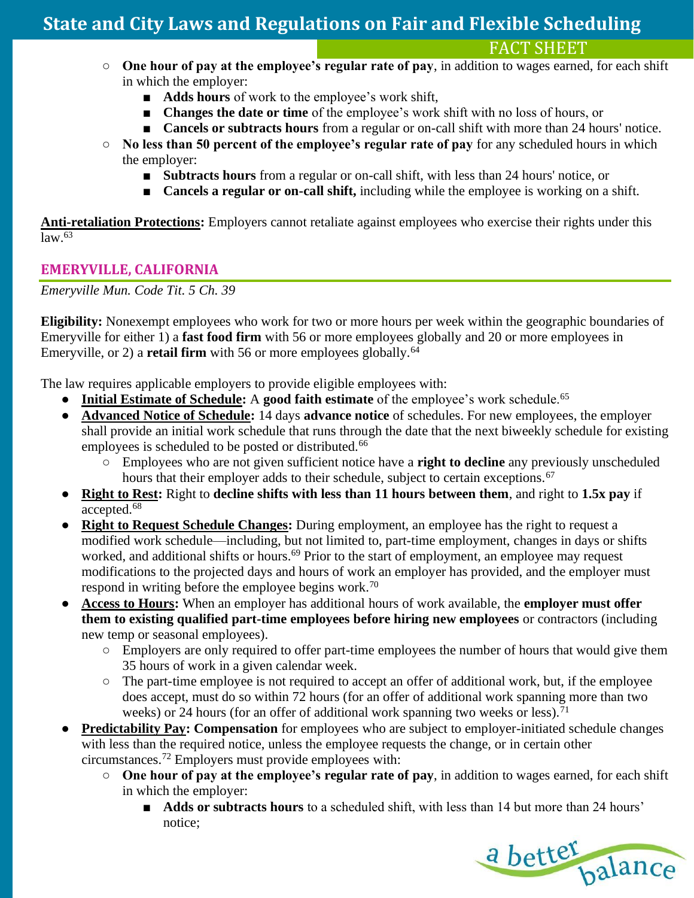- **One hour of pay at the employee's regular rate of pay**, in addition to wages earned, for each shift in which the employer:
    - **Adds hours** of work to the employee's work shift,
    - **Changes the date or time** of the employee's work shift with no loss of hours, or
    - **Cancels or subtracts hours** from a regular or on-call shift with more than 24 hours' notice.
  - **No less than 50 percent of the employee's regular rate of pay** for any scheduled hours in which the employer:
    - **Subtracts hours** from a regular or on-call shift, with less than 24 hours' notice, or
    - **Cancels a regular or on-call shift,** including while the employee is working on a shift.

**Anti-retaliation Protections:** Employers cannot retaliate against employees who exercise their rights under this law.[63]

### EMERYVILLE, CALIFORNIA

*Emeryville Mun. Code Tit. 5 Ch. 39*

**Eligibility:** Nonexempt employees who work for two or more hours per week within the geographic boundaries of Emeryville for either 1) a **fast food firm** with 56 or more employees globally and 20 or more employees in Emeryville, or 2) a **retail firm** with 56 or more employees globally.[64]

The law requires applicable employers to provide eligible employees with:

- **Initial Estimate of Schedule:** A **good faith estimate** of the employee's work schedule.[65]
- **Advanced Notice of Schedule:** 14 days **advance notice** of schedules. For new employees, the employer shall provide an initial work schedule that runs through the date that the next biweekly schedule for existing employees is scheduled to be posted or distributed.[66]
  - Employees who are not given sufficient notice have a **right to decline** any previously unscheduled hours that their employer adds to their schedule, subject to certain exceptions.[67]
- **Right to Rest:** Right to **decline shifts with less than 11 hours between them**, and right to **1.5x pay** if accepted.[68]
- **Right to Request Schedule Changes:** During employment, an employee has the right to request a modified work schedule—including, but not limited to, part-time employment, changes in days or shifts worked, and additional shifts or hours.[69] Prior to the start of employment, an employee may request modifications to the projected days and hours of work an employer has provided, and the employer must respond in writing before the employee begins work.[70]
- **Access to Hours:** When an employer has additional hours of work available, the **employer must offer them to existing qualified part-time employees before hiring new employees** or contractors (including new temp or seasonal employees).
  - Employers are only required to offer part-time employees the number of hours that would give them 35 hours of work in a given calendar week.
  - The part-time employee is not required to accept an offer of additional work, but, if the employee does accept, must do so within 72 hours (for an offer of additional work spanning more than two weeks) or 24 hours (for an offer of additional work spanning two weeks or less).[71]
- **Predictability Pay: Compensation** for employees who are subject to employer-initiated schedule changes with less than the required notice, unless the employee requests the change, or in certain other circumstances.[72] Employers must provide employees with:
  - **One hour of pay at the employee's regular rate of pay**, in addition to wages earned, for each shift in which the employer:
    - **Adds or subtracts hours** to a scheduled shift, with less than 14 but more than 24 hours' notice;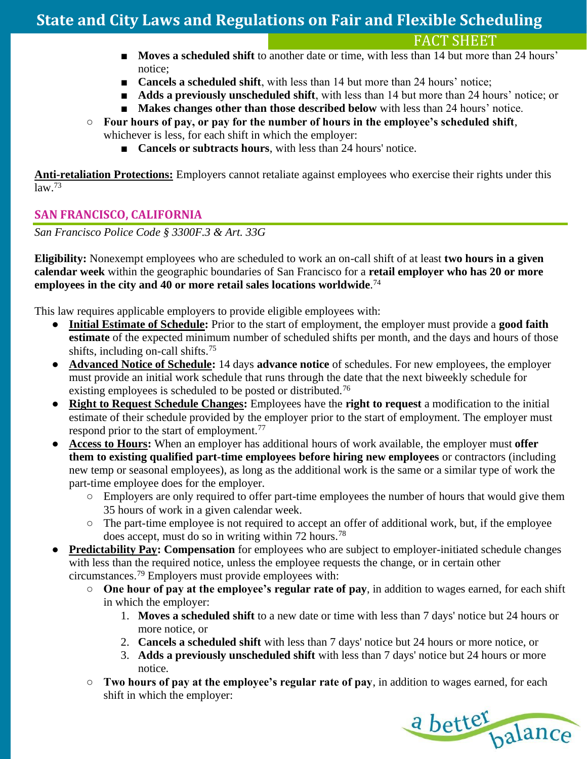- **Moves a scheduled shift** to another date or time, with less than 14 but more than 24 hours' notice;
- **Cancels a scheduled shift**, with less than 14 but more than 24 hours' notice;
- **Adds a previously unscheduled shift**, with less than 14 but more than 24 hours' notice; or
- **Makes changes other than those described below** with less than 24 hours' notice.

- **Four hours of pay, or pay for the number of hours in the employee's scheduled shift**, whichever is less, for each shift in which the employer:
  - **Cancels or subtracts hours**, with less than 24 hours' notice.

**Anti-retaliation Protections:** Employers cannot retaliate against employees who exercise their rights under this law.[73]

## SAN FRANCISCO, CALIFORNIA

*San Francisco Police Code § 3300F.3 & Art. 33G*

**Eligibility:** Nonexempt employees who are scheduled to work an on-call shift of at least **two hours in a given calendar week** within the geographic boundaries of San Francisco for a **retail employer who has 20 or more employees in the city and 40 or more retail sales locations worldwide**.[74]

This law requires applicable employers to provide eligible employees with:

- **Initial Estimate of Schedule:** Prior to the start of employment, the employer must provide a **good faith estimate** of the expected minimum number of scheduled shifts per month, and the days and hours of those shifts, including on-call shifts.[75]
- **Advanced Notice of Schedule:** 14 days **advance notice** of schedules. For new employees, the employer must provide an initial work schedule that runs through the date that the next biweekly schedule for existing employees is scheduled to be posted or distributed.[76]
- **Right to Request Schedule Changes:** Employees have the **right to request** a modification to the initial estimate of their schedule provided by the employer prior to the start of employment. The employer must respond prior to the start of employment.[77]
- **Access to Hours:** When an employer has additional hours of work available, the employer must **offer them to existing qualified part-time employees before hiring new employees** or contractors (including new temp or seasonal employees), as long as the additional work is the same or a similar type of work the part-time employee does for the employer.
  - Employers are only required to offer part-time employees the number of hours that would give them 35 hours of work in a given calendar week.
  - The part-time employee is not required to accept an offer of additional work, but, if the employee does accept, must do so in writing within 72 hours.[78]
- **Predictability Pay: Compensation** for employees who are subject to employer-initiated schedule changes with less than the required notice, unless the employee requests the change, or in certain other circumstances.[79] Employers must provide employees with:
  - **One hour of pay at the employee's regular rate of pay**, in addition to wages earned, for each shift in which the employer:
    1. **Moves a scheduled shift** to a new date or time with less than 7 days' notice but 24 hours or more notice, or
    2. **Cancels a scheduled shift** with less than 7 days' notice but 24 hours or more notice, or
    3. **Adds a previously unscheduled shift** with less than 7 days' notice but 24 hours or more notice.
  - **Two hours of pay at the employee's regular rate of pay**, in addition to wages earned, for each shift in which the employer: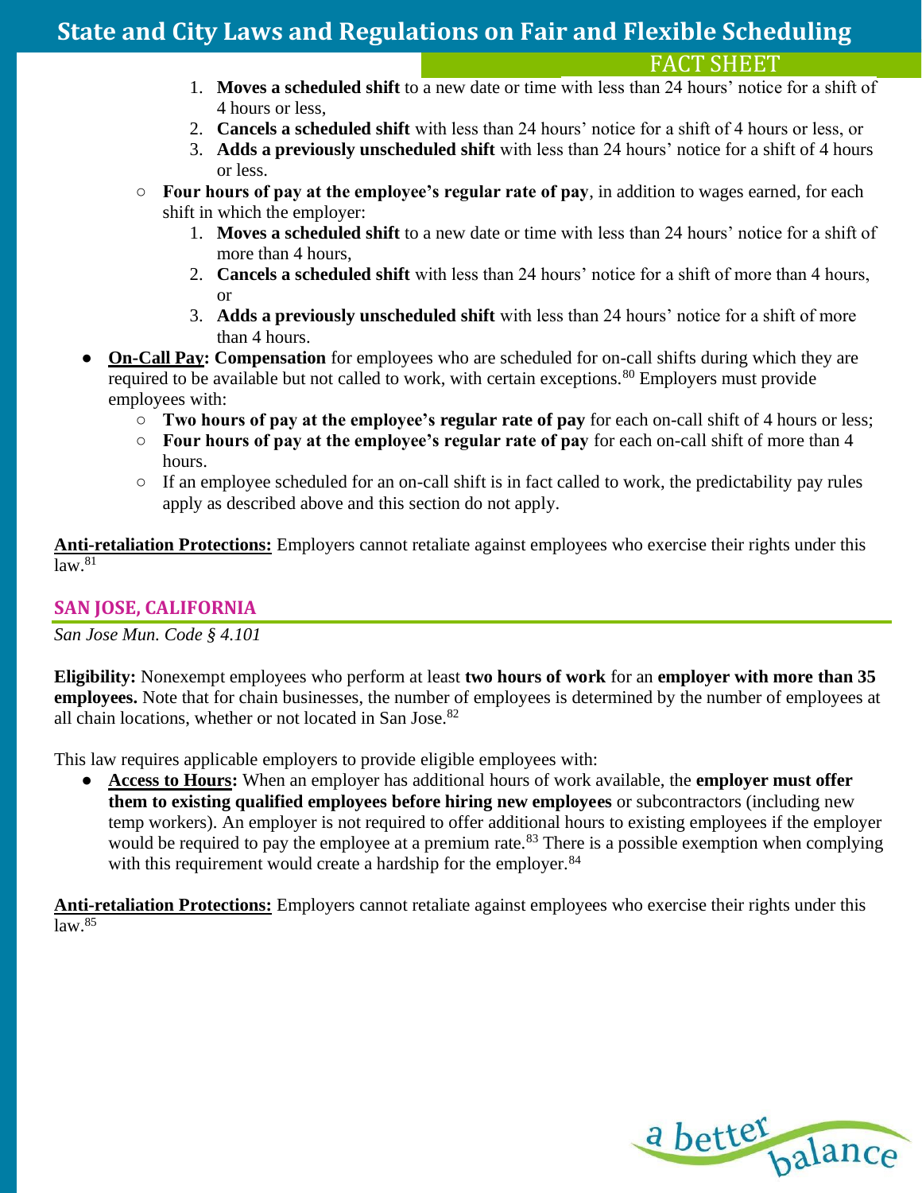1. **Moves a scheduled shift** to a new date or time with less than 24 hours' notice for a shift of 4 hours or less,
   2. **Cancels a scheduled shift** with less than 24 hours' notice for a shift of 4 hours or less, or
   3. **Adds a previously unscheduled shift** with less than 24 hours' notice for a shift of 4 hours or less.
   - **Four hours of pay at the employee's regular rate of pay**, in addition to wages earned, for each shift in which the employer:
     1. **Moves a scheduled shift** to a new date or time with less than 24 hours' notice for a shift of more than 4 hours,
     2. **Cancels a scheduled shift** with less than 24 hours' notice for a shift of more than 4 hours, or
     3. **Adds a previously unscheduled shift** with less than 24 hours' notice for a shift of more than 4 hours.
- **On-Call Pay: Compensation** for employees who are scheduled for on-call shifts during which they are required to be available but not called to work, with certain exceptions.[80] Employers must provide employees with:
  - **Two hours of pay at the employee's regular rate of pay** for each on-call shift of 4 hours or less;
  - **Four hours of pay at the employee's regular rate of pay** for each on-call shift of more than 4 hours.
  - If an employee scheduled for an on-call shift is in fact called to work, the predictability pay rules apply as described above and this section do not apply.

**Anti-retaliation Protections:** Employers cannot retaliate against employees who exercise their rights under this law.[81]

## SAN JOSE, CALIFORNIA

*San Jose Mun. Code § 4.101*

**Eligibility:** Nonexempt employees who perform at least **two hours of work** for an **employer with more than 35 employees.** Note that for chain businesses, the number of employees is determined by the number of employees at all chain locations, whether or not located in San Jose.[82]

This law requires applicable employers to provide eligible employees with:

- **Access to Hours:** When an employer has additional hours of work available, the **employer must offer them to existing qualified employees before hiring new employees** or subcontractors (including new temp workers). An employer is not required to offer additional hours to existing employees if the employer would be required to pay the employee at a premium rate.[83] There is a possible exemption when complying with this requirement would create a hardship for the employer.[84]

**Anti-retaliation Protections:** Employers cannot retaliate against employees who exercise their rights under this law.[85]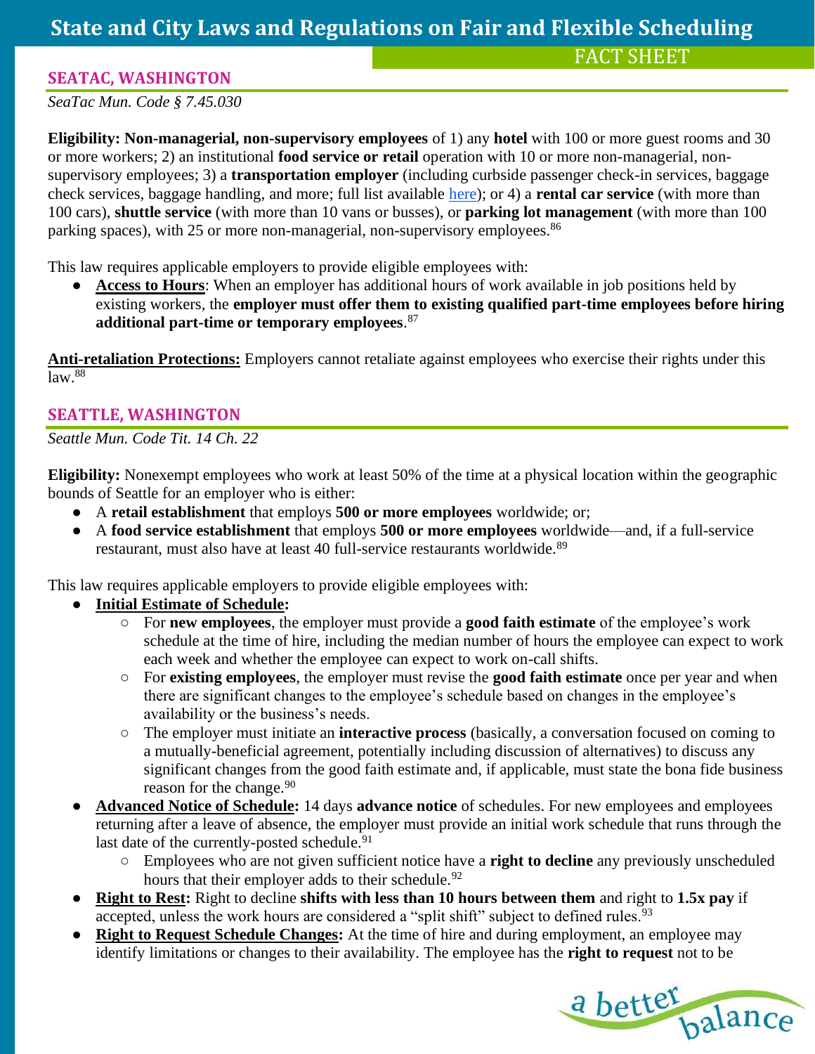## SEATAC, WASHINGTON

*SeaTac Mun. Code § 7.45.030*

**Eligibility: Non-managerial, non-supervisory employees** of 1) any **hotel** with 100 or more guest rooms and 30 or more workers; 2) an institutional **food service or retail** operation with 10 or more non-managerial, non-supervisory employees; 3) a **transportation employer** (including curbside passenger check-in services, baggage check services, baggage handling, and more; full list available here); or 4) a **rental car service** (with more than 100 cars), **shuttle service** (with more than 10 vans or busses), or **parking lot management** (with more than 100 parking spaces), with 25 or more non-managerial, non-supervisory employees.[86]

This law requires applicable employers to provide eligible employees with:

- **Access to Hours**: When an employer has additional hours of work available in job positions held by existing workers, the **employer must offer them to existing qualified part-time employees before hiring additional part-time or temporary employees**.[87]

**Anti-retaliation Protections:** Employers cannot retaliate against employees who exercise their rights under this law.[88]

## SEATTLE, WASHINGTON

*Seattle Mun. Code Tit. 14 Ch. 22*

**Eligibility:** Nonexempt employees who work at least 50% of the time at a physical location within the geographic bounds of Seattle for an employer who is either:

- A **retail establishment** that employs **500 or more employees** worldwide; or;
- A **food service establishment** that employs **500 or more employees** worldwide—and, if a full-service restaurant, must also have at least 40 full-service restaurants worldwide.[89]

This law requires applicable employers to provide eligible employees with:

- **Initial Estimate of Schedule:**
  - For **new employees**, the employer must provide a **good faith estimate** of the employee's work schedule at the time of hire, including the median number of hours the employee can expect to work each week and whether the employee can expect to work on-call shifts.
  - For **existing employees**, the employer must revise the **good faith estimate** once per year and when there are significant changes to the employee's schedule based on changes in the employee's availability or the business's needs.
  - The employer must initiate an **interactive process** (basically, a conversation focused on coming to a mutually-beneficial agreement, potentially including discussion of alternatives) to discuss any significant changes from the good faith estimate and, if applicable, must state the bona fide business reason for the change.[90]
- **Advanced Notice of Schedule:** 14 days **advance notice** of schedules. For new employees and employees returning after a leave of absence, the employer must provide an initial work schedule that runs through the last date of the currently-posted schedule.[91]
  - Employees who are not given sufficient notice have a **right to decline** any previously unscheduled hours that their employer adds to their schedule.[92]
- **Right to Rest:** Right to decline **shifts with less than 10 hours between them** and right to **1.5x pay** if accepted, unless the work hours are considered a "split shift" subject to defined rules.[93]
- **Right to Request Schedule Changes:** At the time of hire and during employment, an employee may identify limitations or changes to their availability. The employee has the **right to request** not to be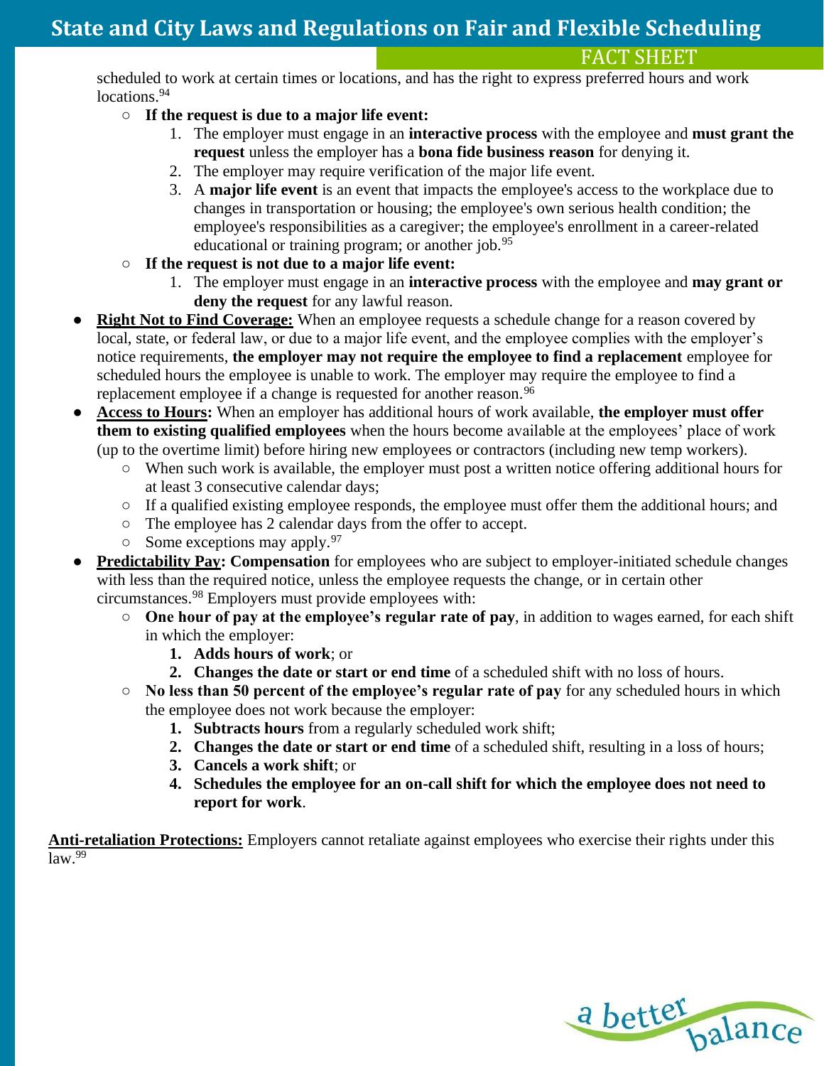scheduled to work at certain times or locations, and has the right to express preferred hours and work locations.[94]

- **If the request is due to a major life event:**
    1. The employer must engage in an **interactive process** with the employee and **must grant the request** unless the employer has a **bona fide business reason** for denying it.
    2. The employer may require verification of the major life event.
    3. A **major life event** is an event that impacts the employee's access to the workplace due to changes in transportation or housing; the employee's own serious health condition; the employee's responsibilities as a caregiver; the employee's enrollment in a career-related educational or training program; or another job.[95]
- **If the request is not due to a major life event:**
    1. The employer must engage in an **interactive process** with the employee and **may grant or deny the request** for any lawful reason.

- **<u>Right Not to Find Coverage:</u>** When an employee requests a schedule change for a reason covered by local, state, or federal law, or due to a major life event, and the employee complies with the employer's notice requirements, **the employer may not require the employee to find a replacement** employee for scheduled hours the employee is unable to work. The employer may require the employee to find a replacement employee if a change is requested for another reason.[96]
- **<u>Access to Hours</u>:** When an employer has additional hours of work available, **the employer must offer them to existing qualified employees** when the hours become available at the employees' place of work (up to the overtime limit) before hiring new employees or contractors (including new temp workers).
    - When such work is available, the employer must post a written notice offering additional hours for at least 3 consecutive calendar days;
    - If a qualified existing employee responds, the employee must offer them the additional hours; and
    - The employee has 2 calendar days from the offer to accept.
    - Some exceptions may apply.[97]
- **<u>Predictability Pay</u>: Compensation** for employees who are subject to employer-initiated schedule changes with less than the required notice, unless the employee requests the change, or in certain other circumstances.[98] Employers must provide employees with:
    - **One hour of pay at the employee's regular rate of pay**, in addition to wages earned, for each shift in which the employer:
        1. **Adds hours of work**; or
        2. **Changes the date or start or end time** of a scheduled shift with no loss of hours.
    - **No less than 50 percent of the employee's regular rate of pay** for any scheduled hours in which the employee does not work because the employer:
        1. **Subtracts hours** from a regularly scheduled work shift;
        2. **Changes the date or start or end time** of a scheduled shift, resulting in a loss of hours;
        3. **Cancels a work shift**; or
        4. **Schedules the employee for an on-call shift for which the employee does not need to report for work**.

**<u>Anti-retaliation Protections:</u>** Employers cannot retaliate against employees who exercise their rights under this law.[99]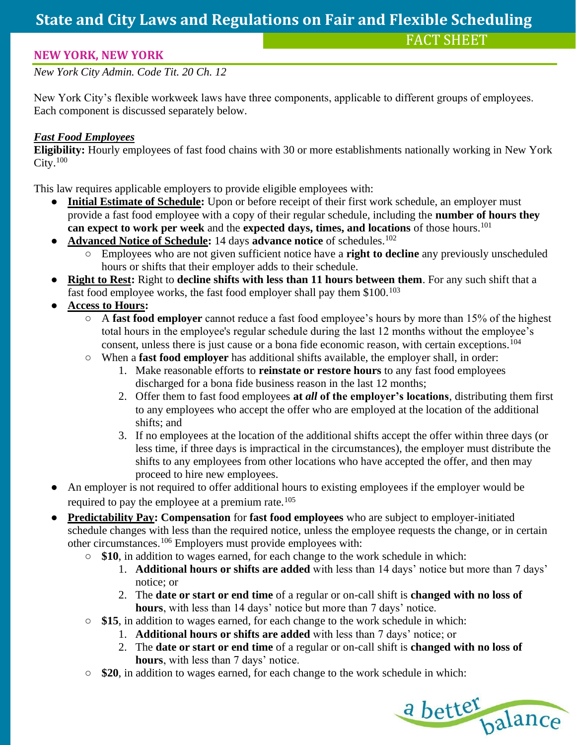## NEW YORK, NEW YORK

*New York City Admin. Code Tit. 20 Ch. 12*

New York City's flexible workweek laws have three components, applicable to different groups of employees. Each component is discussed separately below.

### ***Fast Food Employees***

**Eligibility:** Hourly employees of fast food chains with 30 or more establishments nationally working in New York City.[100]

This law requires applicable employers to provide eligible employees with:

- **Initial Estimate of Schedule:** Upon or before receipt of their first work schedule, an employer must provide a fast food employee with a copy of their regular schedule, including the **number of hours they can expect to work per week** and the **expected days, times, and locations** of those hours.[101]
- **Advanced Notice of Schedule:** 14 days **advance notice** of schedules.[102]
    - Employees who are not given sufficient notice have a **right to decline** any previously unscheduled hours or shifts that their employer adds to their schedule.
- **Right to Rest:** Right to **decline shifts with less than 11 hours between them**. For any such shift that a fast food employee works, the fast food employer shall pay them $100.[103]
- **Access to Hours:**
    - A **fast food employer** cannot reduce a fast food employee's hours by more than 15% of the highest total hours in the employee's regular schedule during the last 12 months without the employee's consent, unless there is just cause or a bona fide economic reason, with certain exceptions.[104]
    - When a **fast food employer** has additional shifts available, the employer shall, in order:
        1. Make reasonable efforts to **reinstate or restore hours** to any fast food employees discharged for a bona fide business reason in the last 12 months;
        2. Offer them to fast food employees **at *all* of the employer's locations**, distributing them first to any employees who accept the offer who are employed at the location of the additional shifts; and
        3. If no employees at the location of the additional shifts accept the offer within three days (or less time, if three days is impractical in the circumstances), the employer must distribute the shifts to any employees from other locations who have accepted the offer, and then may proceed to hire new employees.
- An employer is not required to offer additional hours to existing employees if the employer would be required to pay the employee at a premium rate.[105]
- **Predictability Pay: Compensation** for **fast food employees** who are subject to employer-initiated schedule changes with less than the required notice, unless the employee requests the change, or in certain other circumstances.[106] Employers must provide employees with:
    - **$10**, in addition to wages earned, for each change to the work schedule in which:
        1. **Additional hours or shifts are added** with less than 14 days' notice but more than 7 days' notice; or
        2. The **date or start or end time** of a regular or on-call shift is **changed with no loss of hours**, with less than 14 days' notice but more than 7 days' notice.
    - **$15**, in addition to wages earned, for each change to the work schedule in which:
        1. **Additional hours or shifts are added** with less than 7 days' notice; or
        2. The **date or start or end time** of a regular or on-call shift is **changed with no loss of hours**, with less than 7 days' notice.
    - **$20**, in addition to wages earned, for each change to the work schedule in which: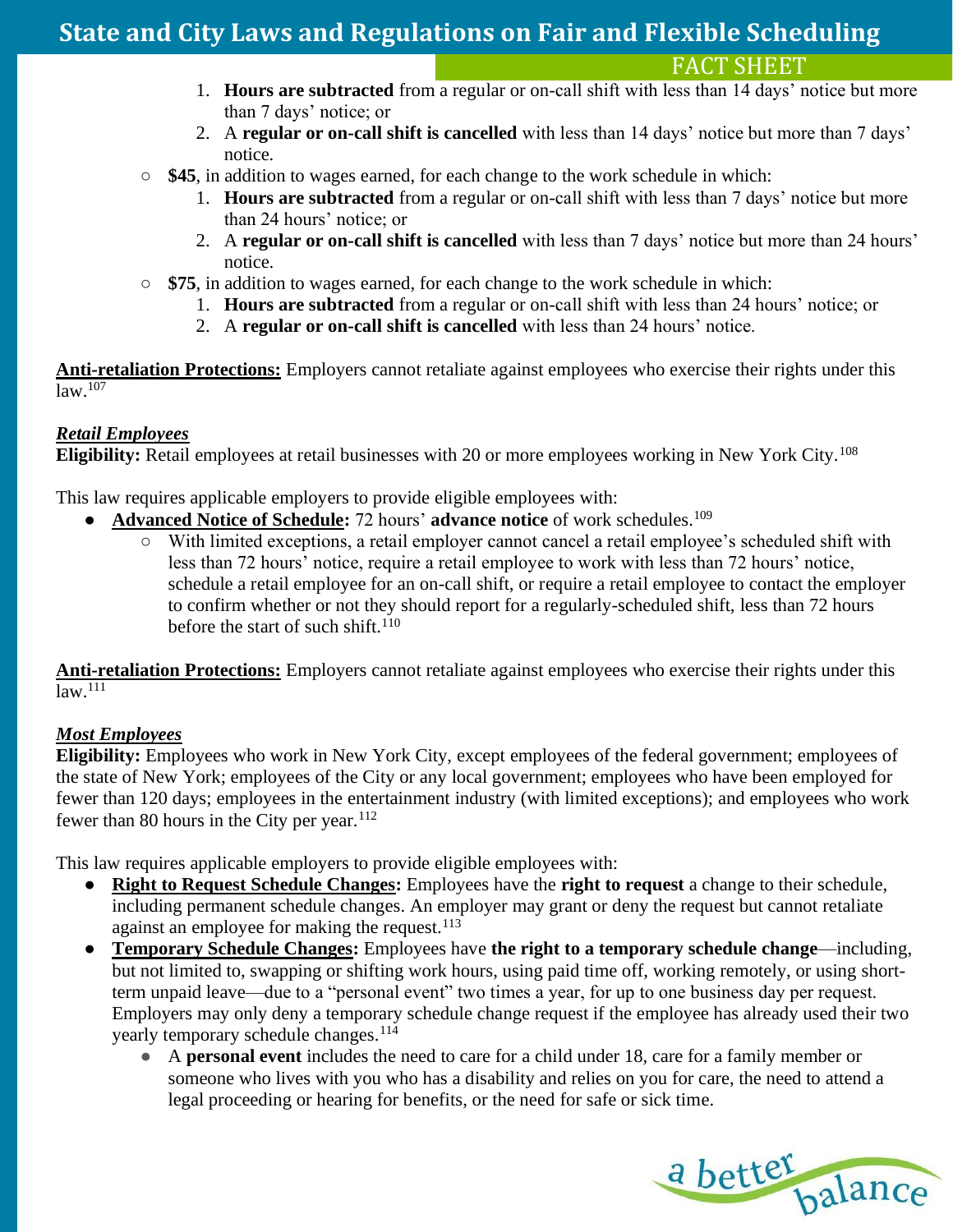1. **Hours are subtracted** from a regular or on-call shift with less than 14 days' notice but more than 7 days' notice; or
2. A **regular or on-call shift is cancelled** with less than 14 days' notice but more than 7 days' notice.

- **$45**, in addition to wages earned, for each change to the work schedule in which:
  1. **Hours are subtracted** from a regular or on-call shift with less than 7 days' notice but more than 24 hours' notice; or
  2. A **regular or on-call shift is cancelled** with less than 7 days' notice but more than 24 hours' notice.
- **$75**, in addition to wages earned, for each change to the work schedule in which:
  1. **Hours are subtracted** from a regular or on-call shift with less than 24 hours' notice; or
  2. A **regular or on-call shift is cancelled** with less than 24 hours' notice.

**Anti-retaliation Protections:** Employers cannot retaliate against employees who exercise their rights under this law.[107]

***Retail Employees***

**Eligibility:** Retail employees at retail businesses with 20 or more employees working in New York City.[108]

This law requires applicable employers to provide eligible employees with:

- **Advanced Notice of Schedule:** 72 hours' **advance notice** of work schedules.[109]
  - With limited exceptions, a retail employer cannot cancel a retail employee's scheduled shift with less than 72 hours' notice, require a retail employee to work with less than 72 hours' notice, schedule a retail employee for an on-call shift, or require a retail employee to contact the employer to confirm whether or not they should report for a regularly-scheduled shift, less than 72 hours before the start of such shift.[110]

**Anti-retaliation Protections:** Employers cannot retaliate against employees who exercise their rights under this law.[111]

***Most Employees***

**Eligibility:** Employees who work in New York City, except employees of the federal government; employees of the state of New York; employees of the City or any local government; employees who have been employed for fewer than 120 days; employees in the entertainment industry (with limited exceptions); and employees who work fewer than 80 hours in the City per year.[112]

This law requires applicable employers to provide eligible employees with:

- **Right to Request Schedule Changes:** Employees have the **right to request** a change to their schedule, including permanent schedule changes. An employer may grant or deny the request but cannot retaliate against an employee for making the request.[113]
- **Temporary Schedule Changes:** Employees have **the right to a temporary schedule change**—including, but not limited to, swapping or shifting work hours, using paid time off, working remotely, or using short-term unpaid leave—due to a "personal event" two times a year, for up to one business day per request. Employers may only deny a temporary schedule change request if the employee has already used their two yearly temporary schedule changes.[114]
  - A **personal event** includes the need to care for a child under 18, care for a family member or someone who lives with you who has a disability and relies on you for care, the need to attend a legal proceeding or hearing for benefits, or the need for safe or sick time.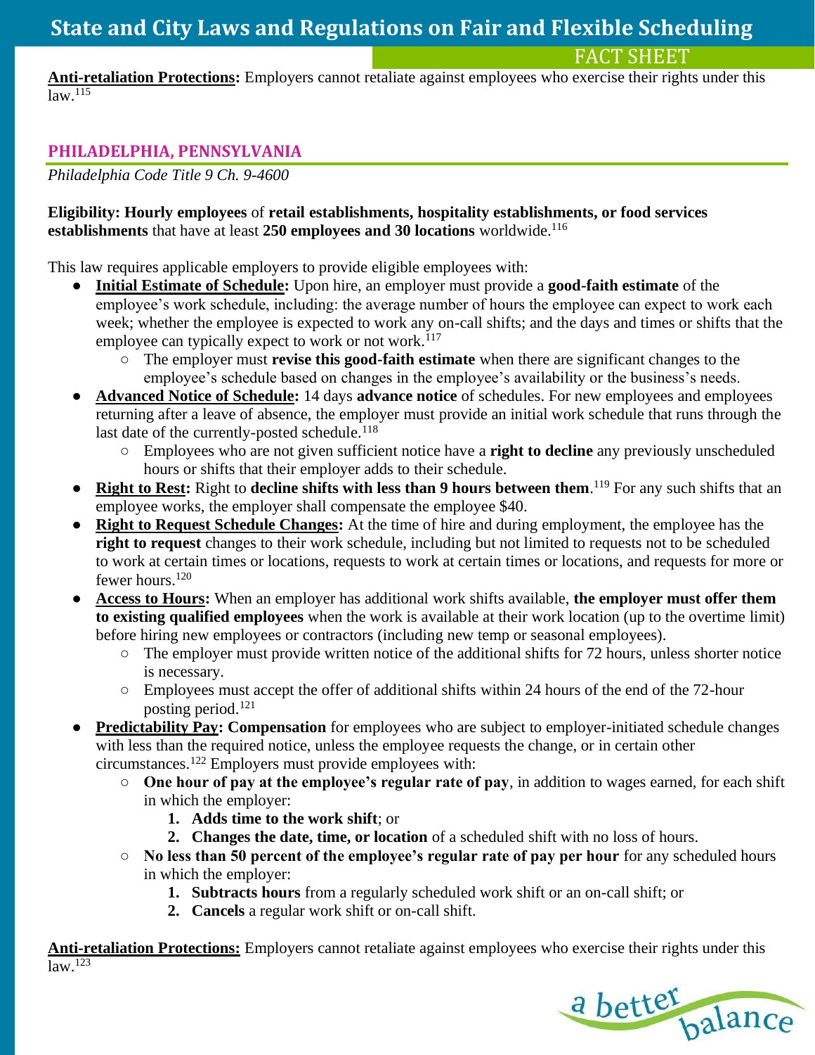**Anti-retaliation Protections:** Employers cannot retaliate against employees who exercise their rights under this law.[115]

## PHILADELPHIA, PENNSYLVANIA

*Philadelphia Code Title 9 Ch. 9-4600*

**Eligibility: Hourly employees** of **retail establishments, hospitality establishments, or food services establishments** that have at least **250 employees and 30 locations** worldwide.[116]

This law requires applicable employers to provide eligible employees with:

- **Initial Estimate of Schedule:** Upon hire, an employer must provide a **good-faith estimate** of the employee's work schedule, including: the average number of hours the employee can expect to work each week; whether the employee is expected to work any on-call shifts; and the days and times or shifts that the employee can typically expect to work or not work.[117]
  - The employer must **revise this good-faith estimate** when there are significant changes to the employee's schedule based on changes in the employee's availability or the business's needs.
- **Advanced Notice of Schedule:** 14 days **advance notice** of schedules. For new employees and employees returning after a leave of absence, the employer must provide an initial work schedule that runs through the last date of the currently-posted schedule.[118]
  - Employees who are not given sufficient notice have a **right to decline** any previously unscheduled hours or shifts that their employer adds to their schedule.
- **Right to Rest:** Right to **decline shifts with less than 9 hours between them**.[119] For any such shifts that an employee works, the employer shall compensate the employee $40.
- **Right to Request Schedule Changes:** At the time of hire and during employment, the employee has the **right to request** changes to their work schedule, including but not limited to requests not to be scheduled to work at certain times or locations, requests to work at certain times or locations, and requests for more or fewer hours.[120]
- **Access to Hours:** When an employer has additional work shifts available, **the employer must offer them to existing qualified employees** when the work is available at their work location (up to the overtime limit) before hiring new employees or contractors (including new temp or seasonal employees).
  - The employer must provide written notice of the additional shifts for 72 hours, unless shorter notice is necessary.
  - Employees must accept the offer of additional shifts within 24 hours of the end of the 72-hour posting period.[121]
- **Predictability Pay: Compensation** for employees who are subject to employer-initiated schedule changes with less than the required notice, unless the employee requests the change, or in certain other circumstances.[122] Employers must provide employees with:
  - **One hour of pay at the employee's regular rate of pay**, in addition to wages earned, for each shift in which the employer:
    1. **Adds time to the work shift**; or
    2. **Changes the date, time, or location** of a scheduled shift with no loss of hours.
  - **No less than 50 percent of the employee's regular rate of pay per hour** for any scheduled hours in which the employer:
    1. **Subtracts hours** from a regularly scheduled work shift or an on-call shift; or
    2. **Cancels** a regular work shift or on-call shift.

**Anti-retaliation Protections:** Employers cannot retaliate against employees who exercise their rights under this law.[123]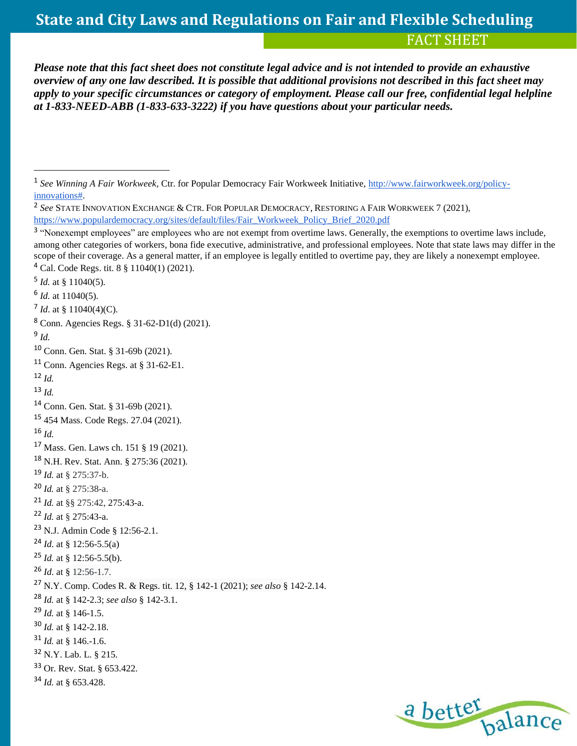# State and City Laws and Regulations on Fair and Flexible Scheduling

FACT SHEET

***Please note that this fact sheet does not constitute legal advice and is not intended to provide an exhaustive overview of any one law described. It is possible that additional provisions not described in this fact sheet may apply to your specific circumstances or category of employment. Please call our free, confidential legal helpline at 1-833-NEED-ABB (1-833-633-3222) if you have questions about your particular needs.***

---

[1] *See Winning A Fair Workweek*, Ctr. for Popular Democracy Fair Workweek Initiative, http://www.fairworkweek.org/policy-innovations#.

[2] *See* STATE INNOVATION EXCHANGE & CTR. FOR POPULAR DEMOCRACY, RESTORING A FAIR WORKWEEK 7 (2021), https://www.populardemocracy.org/sites/default/files/Fair_Workweek_Policy_Brief_2020.pdf

[3] "Nonexempt employees" are employees who are not exempt from overtime laws. Generally, the exemptions to overtime laws include, among other categories of workers, bona fide executive, administrative, and professional employees. Note that state laws may differ in the scope of their coverage. As a general matter, if an employee is legally entitled to overtime pay, they are likely a nonexempt employee.

[4] Cal. Code Regs. tit. 8 § 11040(1) (2021).

[5] *Id.* at § 11040(5).

[6] *Id.* at 11040(5).

[7] *Id*. at § 11040(4)(C).

[8] Conn. Agencies Regs. § 31-62-D1(d) (2021).

[9] *Id.*

[10] Conn. Gen. Stat. § 31-69b (2021).

[11] Conn. Agencies Regs. at § 31-62-E1.

[12] *Id.*

[13] *Id.*

[14] Conn. Gen. Stat. § 31-69b (2021).

[15] 454 Mass. Code Regs. 27.04 (2021).

[16] *Id.*

[17] Mass. Gen. Laws ch. 151 § 19 (2021).

[18] N.H. Rev. Stat. Ann. § 275:36 (2021).

[19] *Id.* at § 275:37-b.

[20] *Id.* at § 275:38-a.

[21] *Id.* at §§ 275:42, 275:43-a.

[22] *Id.* at § 275:43-a.

[23] N.J. Admin Code § 12:56-2.1.

[24] *Id*. at § 12:56-5.5(a)

[25] *Id.* at § 12:56-5.5(b).

[26] *Id*. at § 12:56-1.7.

[27] N.Y. Comp. Codes R. & Regs. tit. 12, § 142-1 (2021); *see also* § 142-2.14.

[28] *Id.* at § 142-2.3; *see also* § 142-3.1.

[29] *Id.* at § 146-1.5.

[30] *Id.* at § 142-2.18.

[31] *Id.* at § 146.-1.6.

[32] N.Y. Lab. L. § 215.

[33] Or. Rev. Stat. § 653.422.

[34] *Id.* at § 653.428.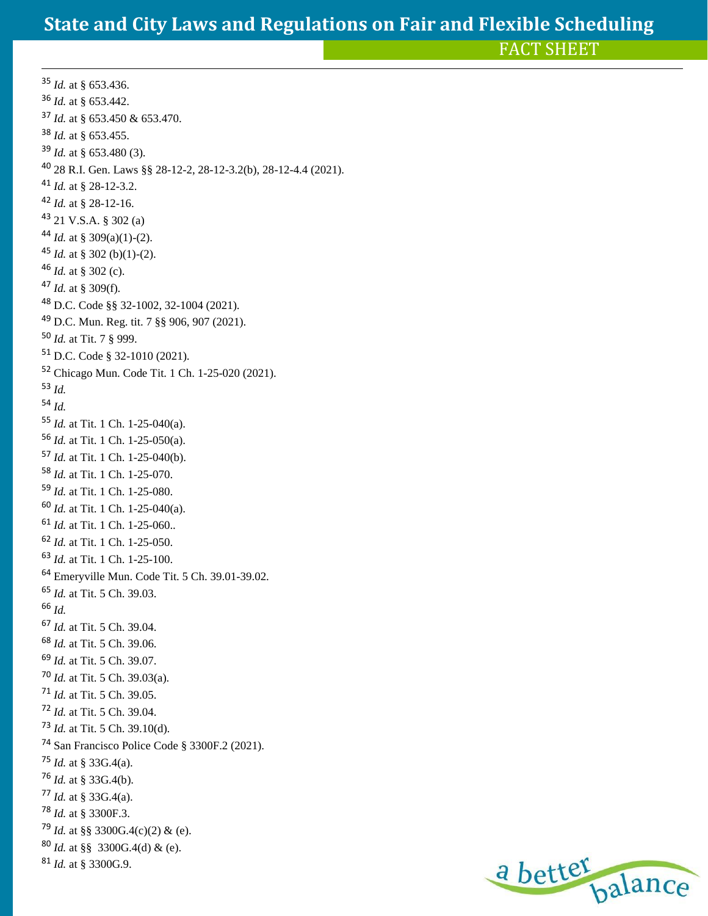[35] *Id.* at § 653.436.
[36] *Id.* at § 653.442.
[37] *Id.* at § 653.450 & 653.470.
[38] *Id.* at § 653.455.
[39] *Id.* at § 653.480 (3).
[40] 28 R.I. Gen. Laws §§ 28-12-2, 28-12-3.2(b), 28-12-4.4 (2021).
[41] *Id.* at § 28-12-3.2.
[42] *Id.* at § 28-12-16.
[43] 21 V.S.A. § 302 (a)
[44] *Id.* at § 309(a)(1)-(2).
[45] *Id.* at § 302 (b)(1)-(2).
[46] *Id.* at § 302 (c).
[47] *Id.* at § 309(f).
[48] D.C. Code §§ 32-1002, 32-1004 (2021).
[49] D.C. Mun. Reg. tit. 7 §§ 906, 907 (2021).
[50] *Id.* at Tit. 7 § 999.
[51] D.C. Code § 32-1010 (2021).
[52] Chicago Mun. Code Tit. 1 Ch. 1-25-020 (2021).
[53] *Id.*
[54] *Id.*
[55] *Id.* at Tit. 1 Ch. 1-25-040(a).
[56] *Id.* at Tit. 1 Ch. 1-25-050(a).
[57] *Id.* at Tit. 1 Ch. 1-25-040(b).
[58] *Id.* at Tit. 1 Ch. 1-25-070.
[59] *Id.* at Tit. 1 Ch. 1-25-080.
[60] *Id.* at Tit. 1 Ch. 1-25-040(a).
[61] *Id.* at Tit. 1 Ch. 1-25-060..
[62] *Id.* at Tit. 1 Ch. 1-25-050.
[63] *Id.* at Tit. 1 Ch. 1-25-100.
[64] Emeryville Mun. Code Tit. 5 Ch. 39.01-39.02.
[65] *Id.* at Tit. 5 Ch. 39.03.
[66] *Id.*
[67] *Id.* at Tit. 5 Ch. 39.04.
[68] *Id.* at Tit. 5 Ch. 39.06.
[69] *Id.* at Tit. 5 Ch. 39.07.
[70] *Id.* at Tit. 5 Ch. 39.03(a).
[71] *Id.* at Tit. 5 Ch. 39.05.
[72] *Id.* at Tit. 5 Ch. 39.04.
[73] *Id.* at Tit. 5 Ch. 39.10(d).
[74] San Francisco Police Code § 3300F.2 (2021).
[75] *Id.* at § 33G.4(a).
[76] *Id.* at § 33G.4(b).
[77] *Id.* at § 33G.4(a).
[78] *Id.* at § 3300F.3.
[79] *Id.* at §§ 3300G.4(c)(2) & (e).
[80] *Id.* at §§ 3300G.4(d) & (e).
[81] *Id.* at § 3300G.9.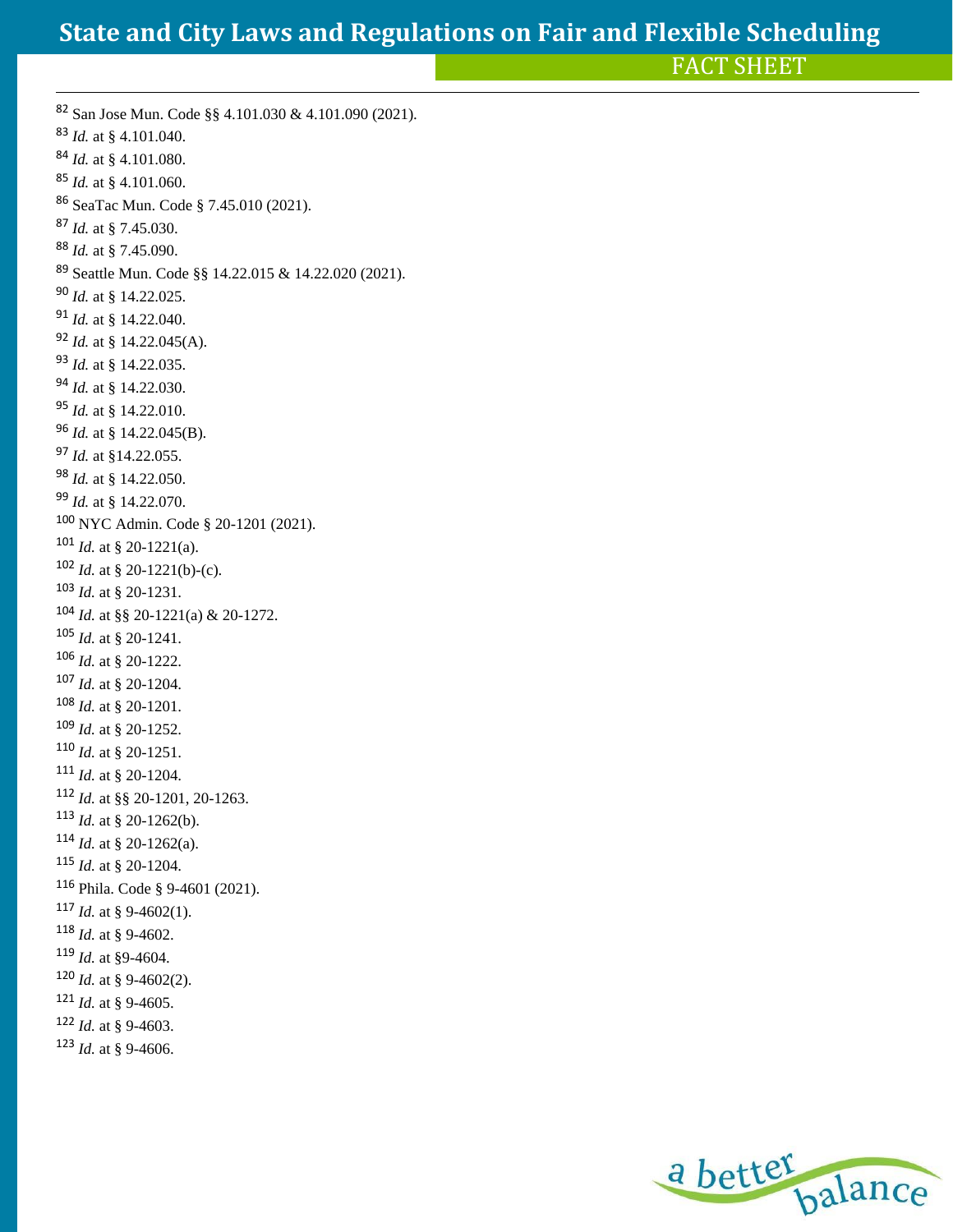[82] San Jose Mun. Code §§ 4.101.030 & 4.101.090 (2021).
[83] *Id.* at § 4.101.040.
[84] *Id.* at § 4.101.080.
[85] *Id.* at § 4.101.060.
[86] SeaTac Mun. Code § 7.45.010 (2021).
[87] *Id.* at § 7.45.030.
[88] *Id.* at § 7.45.090.
[89] Seattle Mun. Code §§ 14.22.015 & 14.22.020 (2021).
[90] *Id.* at § 14.22.025.
[91] *Id.* at § 14.22.040.
[92] *Id.* at § 14.22.045(A).
[93] *Id.* at § 14.22.035.
[94] *Id.* at § 14.22.030.
[95] *Id.* at § 14.22.010.
[96] *Id.* at § 14.22.045(B).
[97] *Id.* at §14.22.055.
[98] *Id.* at § 14.22.050.
[99] *Id.* at § 14.22.070.
[100] NYC Admin. Code § 20-1201 (2021).
[101] *Id.* at § 20-1221(a).
[102] *Id.* at § 20-1221(b)-(c).
[103] *Id.* at § 20-1231.
[104] *Id.* at §§ 20-1221(a) & 20-1272.
[105] *Id.* at § 20-1241.
[106] *Id.* at § 20-1222.
[107] *Id.* at § 20-1204.
[108] *Id.* at § 20-1201.
[109] *Id.* at § 20-1252.
[110] *Id.* at § 20-1251.
[111] *Id.* at § 20-1204.
[112] *Id.* at §§ 20-1201, 20-1263.
[113] *Id.* at § 20-1262(b).
[114] *Id.* at § 20-1262(a).
[115] *Id.* at § 20-1204.
[116] Phila. Code § 9-4601 (2021).
[117] *Id.* at § 9-4602(1).
[118] *Id.* at § 9-4602.
[119] *Id.* at §9-4604.
[120] *Id.* at § 9-4602(2).
[121] *Id.* at § 9-4605.
[122] *Id.* at § 9-4603.
[123] *Id.* at § 9-4606.